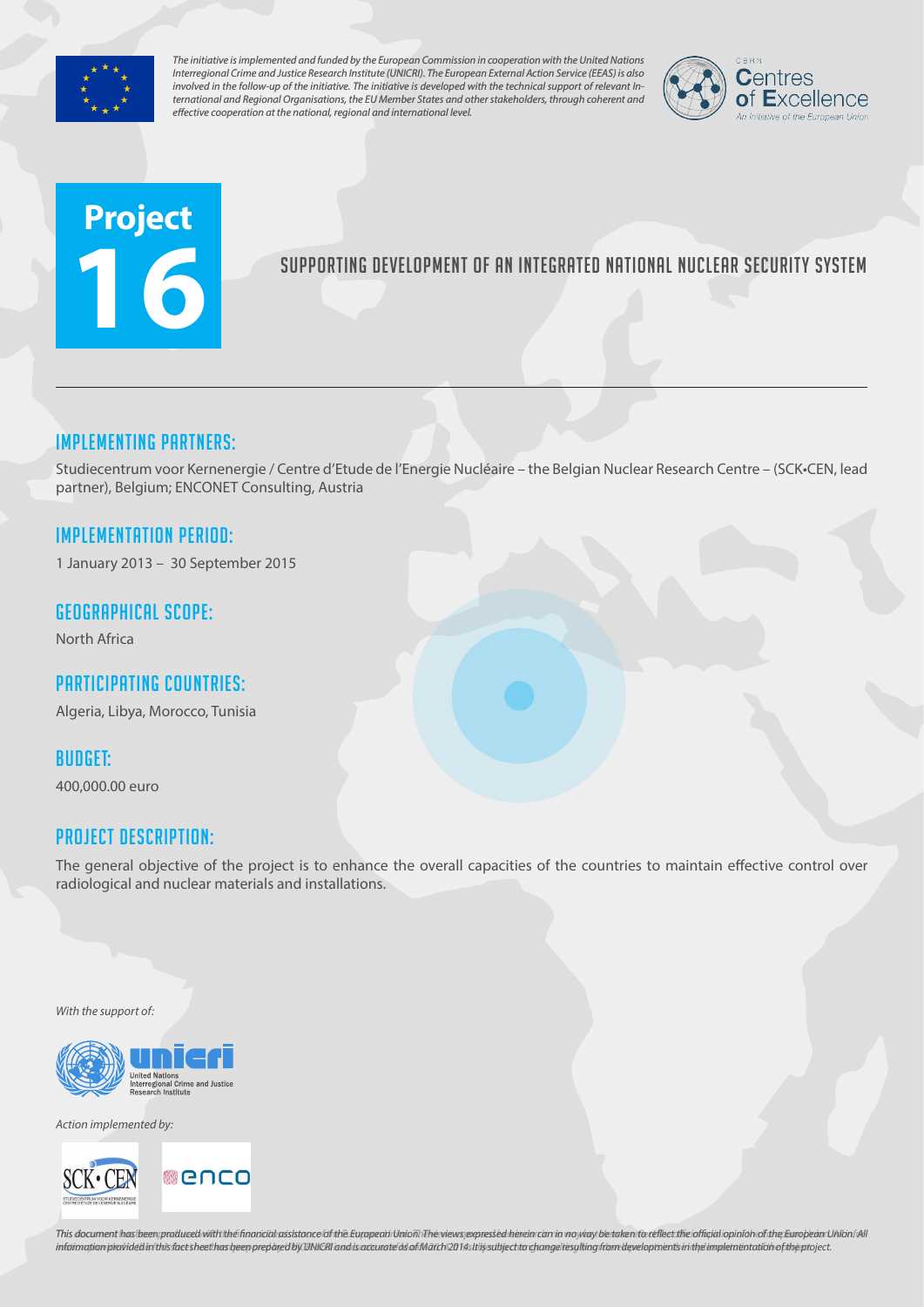*The initiative is implemented and funded by the European Commission in cooperation with the United Nations Interregional Crime and Justice Research Institute (UNICRI). The European External Action Service (EEAS) is also involved in the follow-up of the initiative. The initiative is developed with the technical support of relevant International and Regional Organisations, the EU Member States and other stakeholders, through coherent and effective cooperation at the national, regional and international level.*

CBRN Centres of Excellence – An initiative of the European Union

# Project 16

## SUPPORTING DEVELOPMENT OF AN INTEGRATED NATIONAL NUCLEAR SECURITY SYSTEM

### IMPLEMENTING PARTNERS:

Studiecentrum voor Kernenergie / Centre d'Etude de l'Energie Nucléaire – the Belgian Nuclear Research Centre – (SCK•CEN, lead partner), Belgium; ENCONET Consulting, Austria

### IMPLEMENTATION PERIOD:

1 January 2013 – 30 September 2015

### GEOGRAPHICAL SCOPE:

North Africa

### PARTICIPATING COUNTRIES:

Algeria, Libya, Morocco, Tunisia

### BUDGET:

400,000.00 euro

### PROJECT DESCRIPTION:

The general objective of the project is to enhance the overall capacities of the countries to maintain effective control over radiological and nuclear materials and installations.

*With the support of:*

unicri – United Nations Interregional Crime and Justice Research Institute

*Action implemented by:*

SCK•CEN – Studiecentrum voor Kernenergie / Centre d'Etude de l'Energie Nucléaire

enco

*This document has been produced with the financial assistance of the European Union. The views expressed herein can in no way be taken to reflect the official opinion of the European Union. All information provided in this fact sheet has been prepared by UNICRI and is accurate as of March 2014. It is subject to change resulting from developments in the implementation of the project.*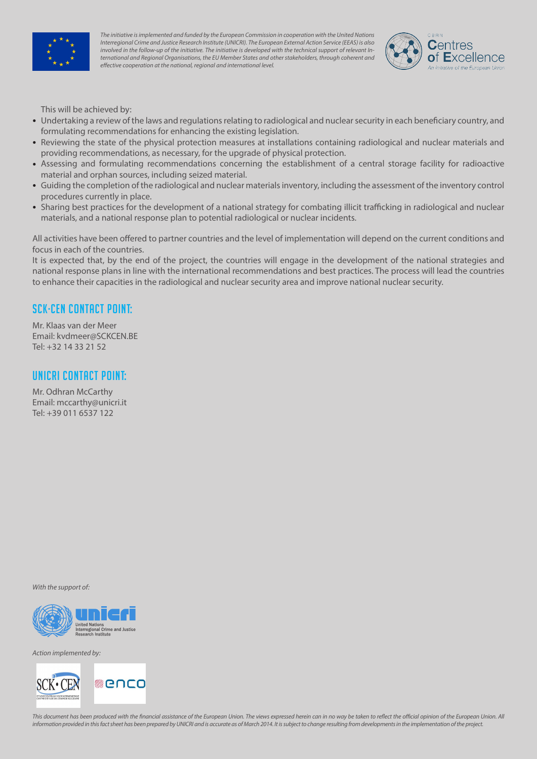*The initiative is implemented and funded by the European Commission in cooperation with the United Nations Interregional Crime and Justice Research Institute (UNICRI). The European External Action Service (EEAS) is also involved in the follow-up of the initiative. The initiative is developed with the technical support of relevant International and Regional Organisations, the EU Member States and other stakeholders, through coherent and effective cooperation at the national, regional and international level.*

This will be achieved by:

- Undertaking a review of the laws and regulations relating to radiological and nuclear security in each beneficiary country, and formulating recommendations for enhancing the existing legislation.
- Reviewing the state of the physical protection measures at installations containing radiological and nuclear materials and providing recommendations, as necessary, for the upgrade of physical protection.
- Assessing and formulating recommendations concerning the establishment of a central storage facility for radioactive material and orphan sources, including seized material.
- Guiding the completion of the radiological and nuclear materials inventory, including the assessment of the inventory control procedures currently in place.
- Sharing best practices for the development of a national strategy for combating illicit trafficking in radiological and nuclear materials, and a national response plan to potential radiological or nuclear incidents.

All activities have been offered to partner countries and the level of implementation will depend on the current conditions and focus in each of the countries.

It is expected that, by the end of the project, the countries will engage in the development of the national strategies and national response plans in line with the international recommendations and best practices. The process will lead the countries to enhance their capacities in the radiological and nuclear security area and improve national nuclear security.

## SCK-CEN Contact Point:

Mr. Klaas van der Meer
Email: kvdmeer@SCKCEN.BE
Tel: +32 14 33 21 52

## UNICRI Contact Point:

Mr. Odhran McCarthy
Email: mccarthy@unicri.it
Tel: +39 011 6537 122

*With the support of:*

unicri – United Nations Interregional Crime and Justice Research Institute

*Action implemented by:*

SCK•CEN

enco

*This document has been produced with the financial assistance of the European Union. The views expressed herein can in no way be taken to reflect the official opinion of the European Union. All information provided in this fact sheet has been prepared by UNICRI and is accurate as of March 2014. It is subject to change resulting from developments in the implementation of the project.*